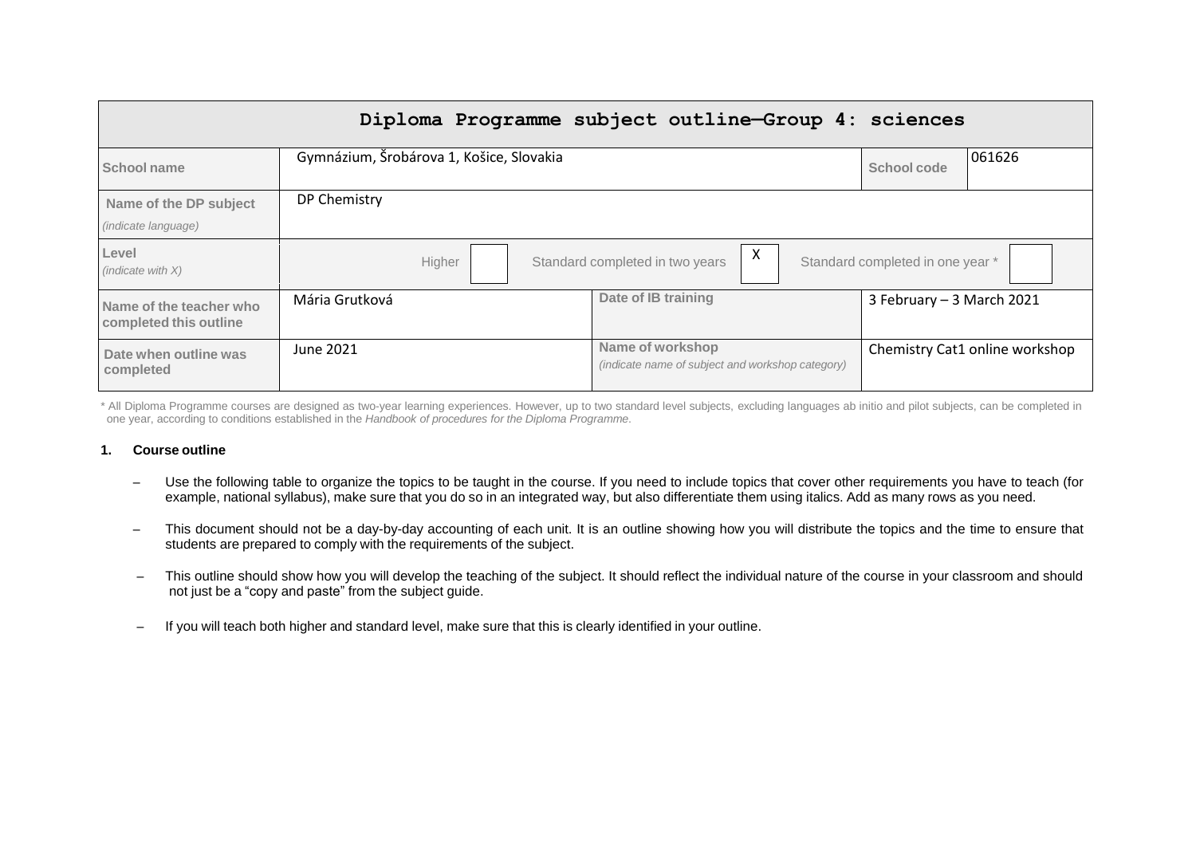# Diploma Programme subject outline—Group 4: sciences

| School name | Gymnázium, Šrobárova 1, Košice, Slovakia | | School code | 061626 |
|---|---|---|---|---|
| Name of the DP subject *(indicate language)* | DP Chemistry | | | |
| Level *(indicate with X)* | Higher [ ] | Standard completed in two years [X] | Standard completed in one year * [ ] | |
| Name of the teacher who completed this outline | Mária Grutková | Date of IB training | 3 February – 3 March 2021 | |
| Date when outline was completed | June 2021 | Name of workshop *(indicate name of subject and workshop category)* | Chemistry Cat1 online workshop | |

\* All Diploma Programme courses are designed as two-year learning experiences. However, up to two standard level subjects, excluding languages ab initio and pilot subjects, can be completed in one year, according to conditions established in the *Handbook of procedures for the Diploma Programme*.

## 1. Course outline

- Use the following table to organize the topics to be taught in the course. If you need to include topics that cover other requirements you have to teach (for example, national syllabus), make sure that you do so in an integrated way, but also differentiate them using italics. Add as many rows as you need.
- This document should not be a day-by-day accounting of each unit. It is an outline showing how you will distribute the topics and the time to ensure that students are prepared to comply with the requirements of the subject.
- This outline should show how you will develop the teaching of the subject. It should reflect the individual nature of the course in your classroom and should not just be a "copy and paste" from the subject guide.
- If you will teach both higher and standard level, make sure that this is clearly identified in your outline.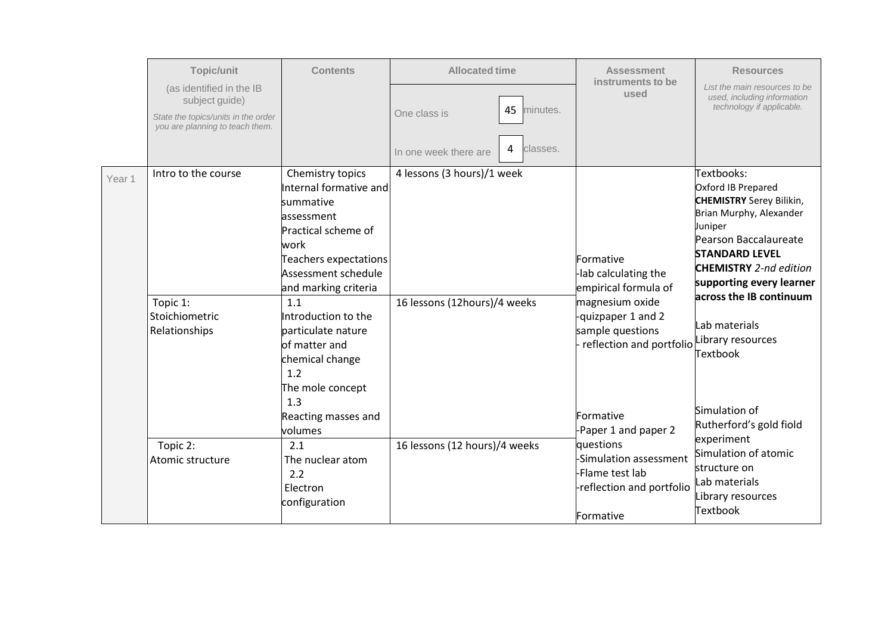| | Topic/unit (as identified in the IB subject guide) *State the topics/units in the order you are planning to teach them.* | Contents | Allocated time: One class is 45 minutes. In one week there are 4 classes. | Assessment instruments to be used | Resources *List the main resources to be used, including information technology if applicable.* |
|---|---|---|---|---|---|
| Year 1 | Intro to the course | Chemistry topics<br>Internal formative and summative assessment<br>Practical scheme of work<br>Teachers expectations<br>Assessment schedule and marking criteria | 4 lessons (3 hours)/1 week | | Textbooks:<br>Oxford IB Prepared **CHEMISTRY** Serey Bilikin, Brian Murphy, Alexander Juniper<br>Pearson Baccalaureate **STANDARD LEVEL CHEMISTRY** *2-nd edition* **supporting every learner across the IB continuum** |
| | Topic 1: Stoichiometric Relationships | 1.1<br>Introduction to the particulate nature of matter and chemical change<br>1.2<br>The mole concept<br>1.3<br>Reacting masses and volumes | 16 lessons (12hours)/4 weeks | Formative<br>-lab calculating the empirical formula of magnesium oxide<br>-quizpaper 1 and 2 sample questions<br>- reflection and portfolio | Lab materials<br>Library resources<br>Textbook |
| | Topic 2: Atomic structure | 2.1<br>The nuclear atom<br>2.2<br>Electron configuration | 16 lessons (12 hours)/4 weeks | Formative<br>-Paper 1 and paper 2 questions<br>-Simulation assessment<br>-Flame test lab<br>-reflection and portfolio<br><br>Formative | Simulation of Rutherford's gold fiold experiment<br>Simulation of atomic structure on<br>Lab materials<br>Library resources<br>Textbook |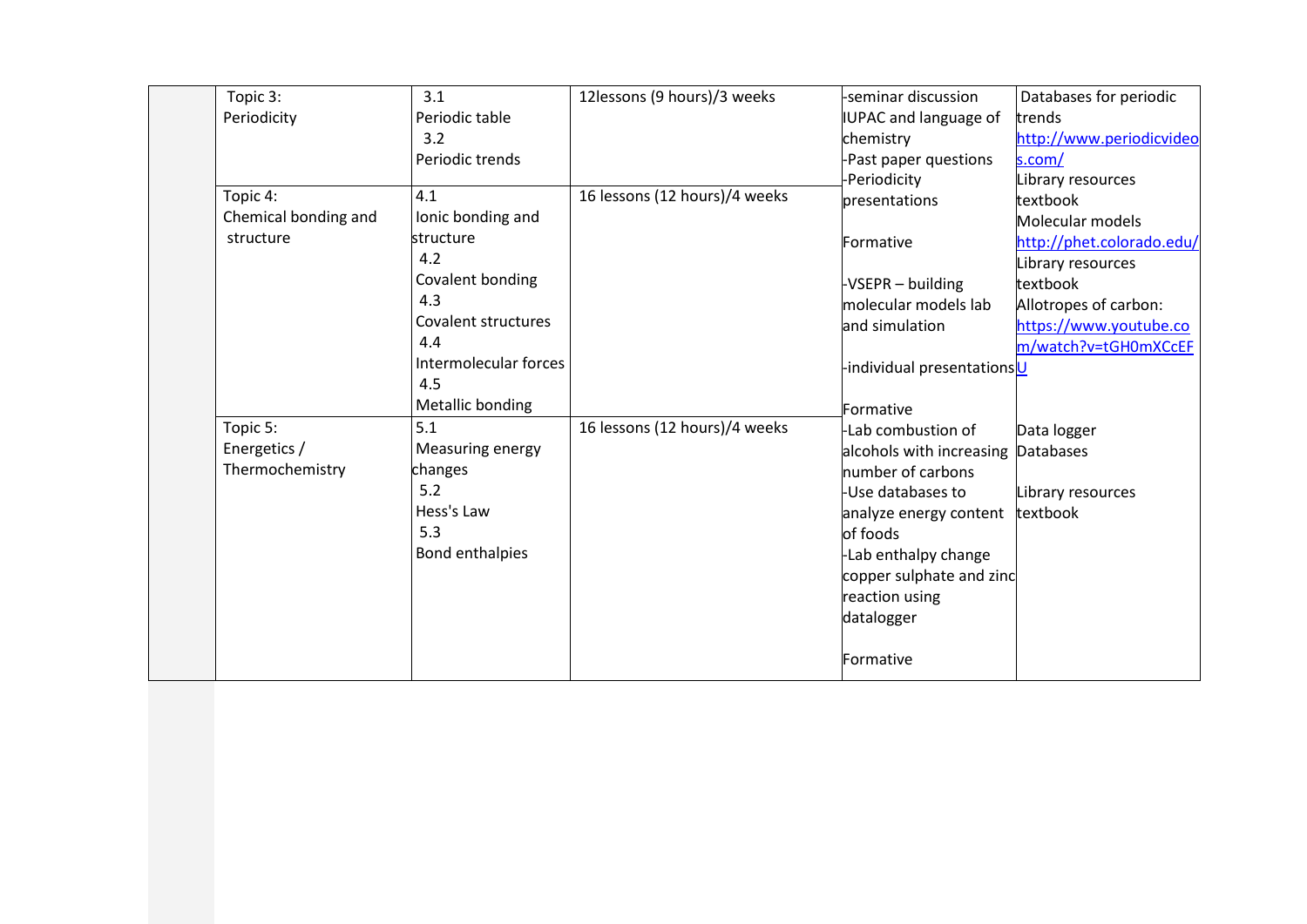|  | Topic 3:<br>Periodicity | 3.1<br>Periodic table<br>3.2<br>Periodic trends | 12lessons (9 hours)/3 weeks | -seminar discussion IUPAC and language of chemistry<br>-Past paper questions<br>-Periodicity presentations<br><br>Formative<br><br>-VSEPR – building molecular models lab and simulation<br><br>-individual presentations<br><br>Formative | Databases for periodic trends<br>http://www.periodicvideos.com/<br>Library resources<br>textbook<br>Molecular models<br>http://phet.colorado.edu/<br>Library resources<br>textbook<br>Allotropes of carbon:<br>https://www.youtube.com/watch?v=tGH0mXCcEFU |
|---|---|---|---|---|---|
|  | Topic 4:<br>Chemical bonding and structure | 4.1<br>Ionic bonding and structure<br>4.2<br>Covalent bonding<br>4.3<br>Covalent structures<br>4.4<br>Intermolecular forces<br>4.5<br>Metallic bonding | 16 lessons (12 hours)/4 weeks | | |
|  | Topic 5:<br>Energetics / Thermochemistry | 5.1<br>Measuring energy changes<br>5.2<br>Hess's Law<br>5.3<br>Bond enthalpies | 16 lessons (12 hours)/4 weeks | -Lab combustion of alcohols with increasing number of carbons<br>-Use databases to analyze energy content of foods<br>-Lab enthalpy change copper sulphate and zinc reaction using datalogger<br><br>Formative | Data logger<br>Databases<br><br>Library resources<br>textbook |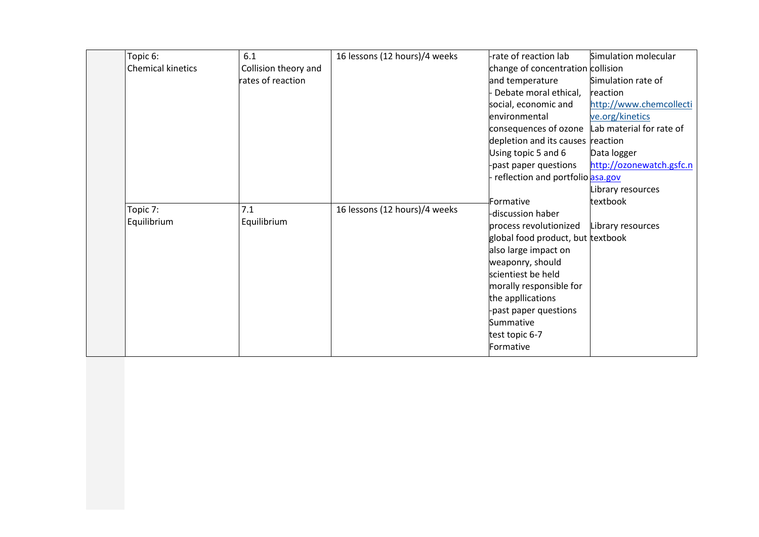| | Topic 6:<br>Chemical kinetics | 6.1<br>Collision theory and rates of reaction | 16 lessons (12 hours)/4 weeks | -rate of reaction lab change of concentration and temperature<br>- Debate moral ethical, social, economic and environmental consequences of ozone depletion and its causes Using topic 5 and 6<br>-past paper questions<br>- reflection and portfolio<br><br>Formative<br>-discussion haber process revolutionized global food product, but also large impact on weaponry, should scientiest be held morally responsible for the appllications<br>-past paper questions<br>Summative<br>test topic 6-7<br>Formative | Simulation molecular collision<br>Simulation rate of reaction<br>http://www.chemcollective.org/kinetics<br>Lab material for rate of reaction<br>Data logger<br>http://ozonewatch.gsfc.nasa.gov<br>Library resources<br>textbook |
|---|---|---|---|---|---|
| | Topic 7:<br>Equilibrium | 7.1<br>Equilibrium | 16 lessons (12 hours)/4 weeks | | Library resources<br>textbook |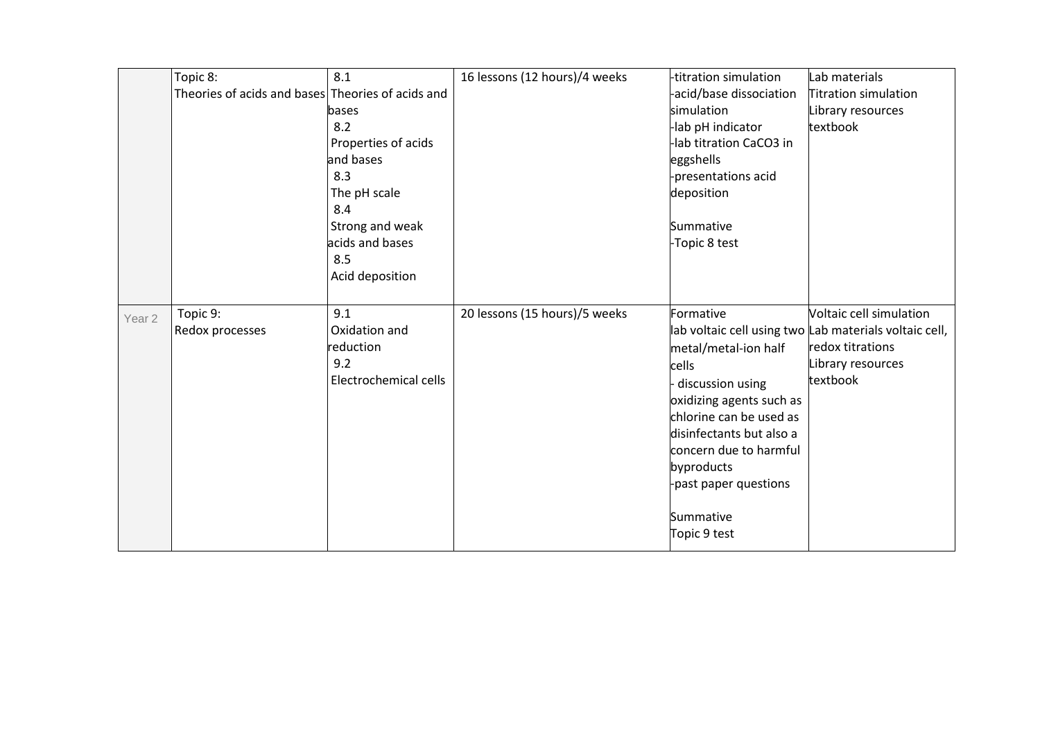| | | | | | |
|---|---|---|---|---|---|
| | Topic 8:<br>Theories of acids and bases | 8.1<br>Theories of acids and bases<br>8.2<br>Properties of acids and bases<br>8.3<br>The pH scale<br>8.4<br>Strong and weak acids and bases<br>8.5<br>Acid deposition | 16 lessons (12 hours)/4 weeks | -titration simulation<br>-acid/base dissociation simulation<br>-lab pH indicator<br>-lab titration $CaCO_3$ in eggshells<br>-presentations acid deposition<br><br>Summative<br>-Topic 8 test | Lab materials<br>Titration simulation<br>Library resources<br>textbook |
| Year 2 | Topic 9:<br>Redox processes | 9.1<br>Oxidation and reduction<br>9.2<br>Electrochemical cells | 20 lessons (15 hours)/5 weeks | Formative<br>lab voltaic cell using two metal/metal-ion half cells<br>- discussion using oxidizing agents such as chlorine can be used as disinfectants but also a concern due to harmful byproducts<br>-past paper questions<br><br>Summative<br>Topic 9 test | Voltaic cell simulation<br>Lab materials voltaic cell, redox titrations<br>Library resources<br>textbook |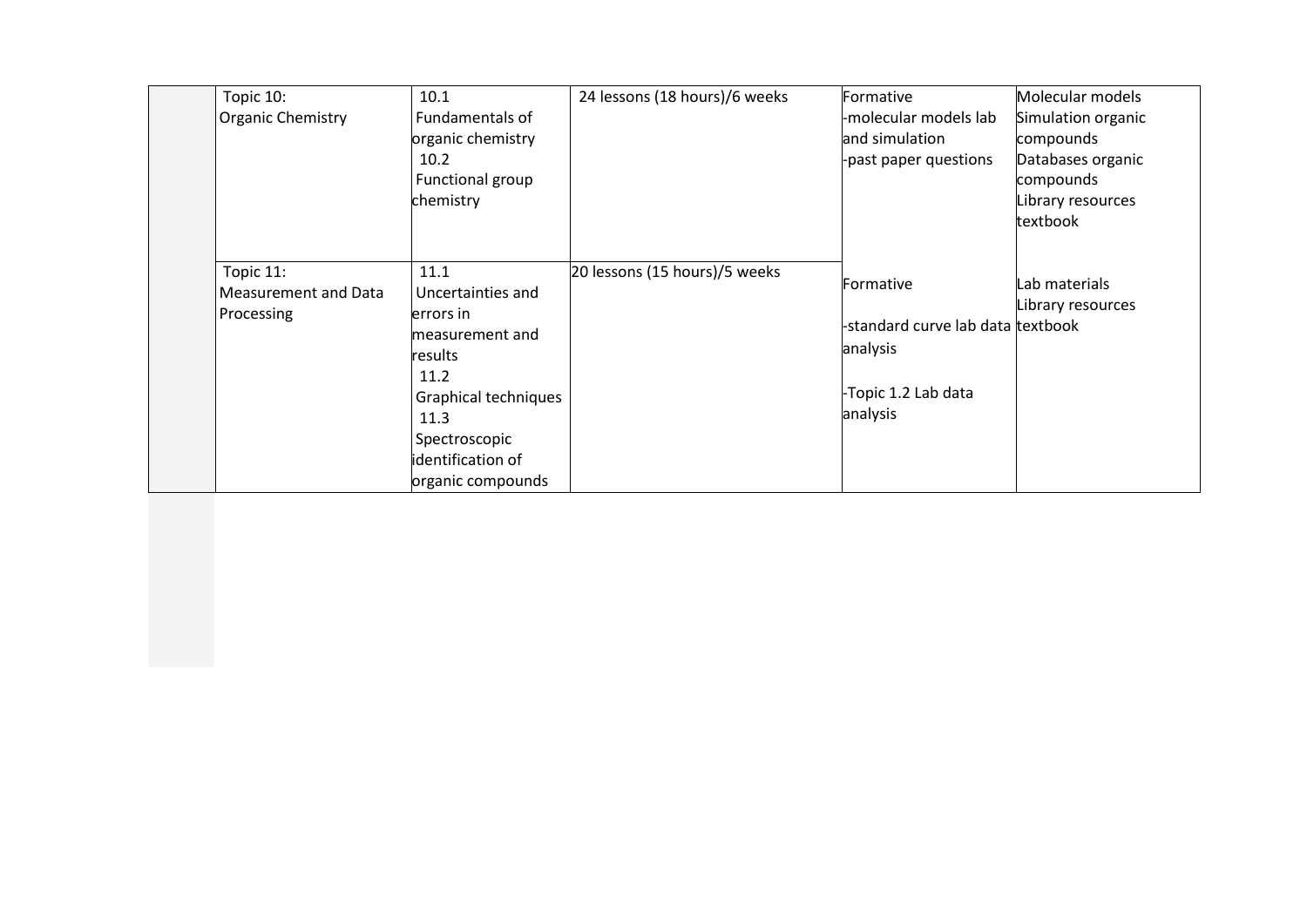|  | Topic 10: Organic Chemistry | 10.1 Fundamentals of organic chemistry<br>10.2 Functional group chemistry | 24 lessons (18 hours)/6 weeks | Formative<br>-molecular models lab and simulation<br>-past paper questions | Molecular models<br>Simulation organic compounds<br>Databases organic compounds<br>Library resources<br>textbook |
|---|---|---|---|---|---|
|  | Topic 11: Measurement and Data Processing | 11.1 Uncertainties and errors in measurement and results<br>11.2 Graphical techniques<br>11.3 Spectroscopic identification of organic compounds | 20 lessons (15 hours)/5 weeks | Formative<br>-standard curve lab data analysis<br>-Topic 1.2 Lab data analysis | Lab materials<br>Library resources<br>textbook |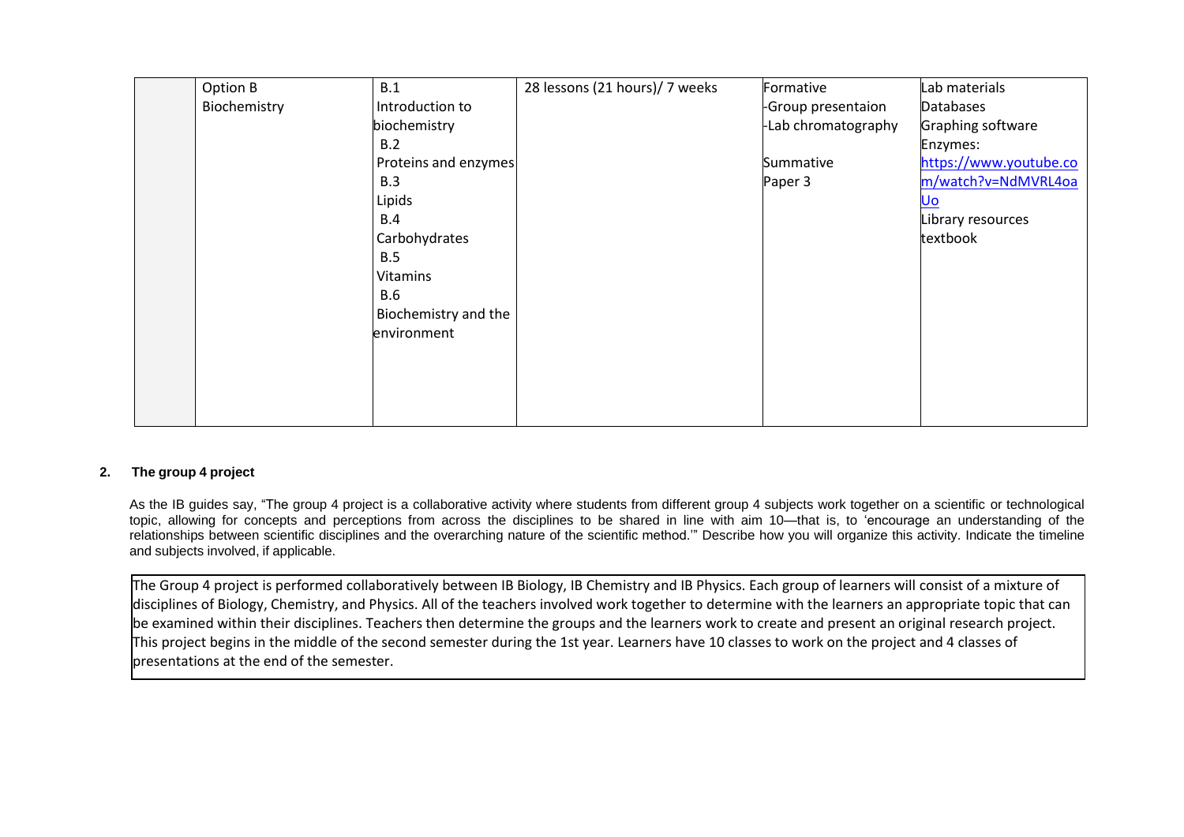|  | Option B<br>Biochemistry | B.1<br>Introduction to biochemistry<br>B.2<br>Proteins and enzymes<br>B.3<br>Lipids<br>B.4<br>Carbohydrates<br>B.5<br>Vitamins<br>B.6<br>Biochemistry and the environment | 28 lessons (21 hours)/ 7 weeks | Formative<br>-Group presentaion<br>-Lab chromatography<br><br>Summative<br>Paper 3 | Lab materials<br>Databases<br>Graphing software<br>Enzymes:<br>https://www.youtube.com/watch?v=NdMVRL4oaUo<br>Library resources<br>textbook |
|---|---|---|---|---|---|

**2. The group 4 project**

As the IB guides say, "The group 4 project is a collaborative activity where students from different group 4 subjects work together on a scientific or technological topic, allowing for concepts and perceptions from across the disciplines to be shared in line with aim 10—that is, to 'encourage an understanding of the relationships between scientific disciplines and the overarching nature of the scientific method.'" Describe how you will organize this activity. Indicate the timeline and subjects involved, if applicable.

The Group 4 project is performed collaboratively between IB Biology, IB Chemistry and IB Physics. Each group of learners will consist of a mixture of disciplines of Biology, Chemistry, and Physics. All of the teachers involved work together to determine with the learners an appropriate topic that can be examined within their disciplines. Teachers then determine the groups and the learners work to create and present an original research project. This project begins in the middle of the second semester during the 1st year. Learners have 10 classes to work on the project and 4 classes of presentations at the end of the semester.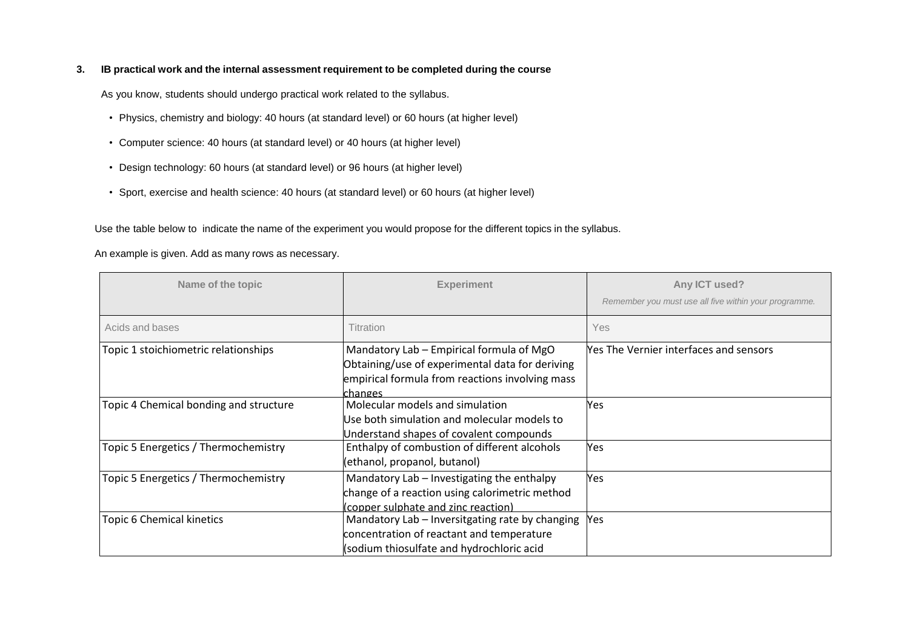### 3. IB practical work and the internal assessment requirement to be completed during the course

As you know, students should undergo practical work related to the syllabus.

- Physics, chemistry and biology: 40 hours (at standard level) or 60 hours (at higher level)
- Computer science: 40 hours (at standard level) or 40 hours (at higher level)
- Design technology: 60 hours (at standard level) or 96 hours (at higher level)
- Sport, exercise and health science: 40 hours (at standard level) or 60 hours (at higher level)

Use the table below to indicate the name of the experiment you would propose for the different topics in the syllabus.

An example is given. Add as many rows as necessary.

| Name of the topic | Experiment | Any ICT used?<br>*Remember you must use all five within your programme.* |
|---|---|---|
| Acids and bases | Titration | Yes |
| Topic 1 stoichiometric relationships | Mandatory Lab – Empirical formula of MgO Obtaining/use of experimental data for deriving empirical formula from reactions involving mass changes | Yes The Vernier interfaces and sensors |
| Topic 4 Chemical bonding and structure | Molecular models and simulation Use both simulation and molecular models to Understand shapes of covalent compounds | Yes |
| Topic 5 Energetics / Thermochemistry | Enthalpy of combustion of different alcohols (ethanol, propanol, butanol) | Yes |
| Topic 5 Energetics / Thermochemistry | Mandatory Lab – Investigating the enthalpy change of a reaction using calorimetric method (copper sulphate and zinc reaction) | Yes |
| Topic 6 Chemical kinetics | Mandatory Lab – Inversitgating rate by changing concentration of reactant and temperature (sodium thiosulfate and hydrochloric acid | Yes |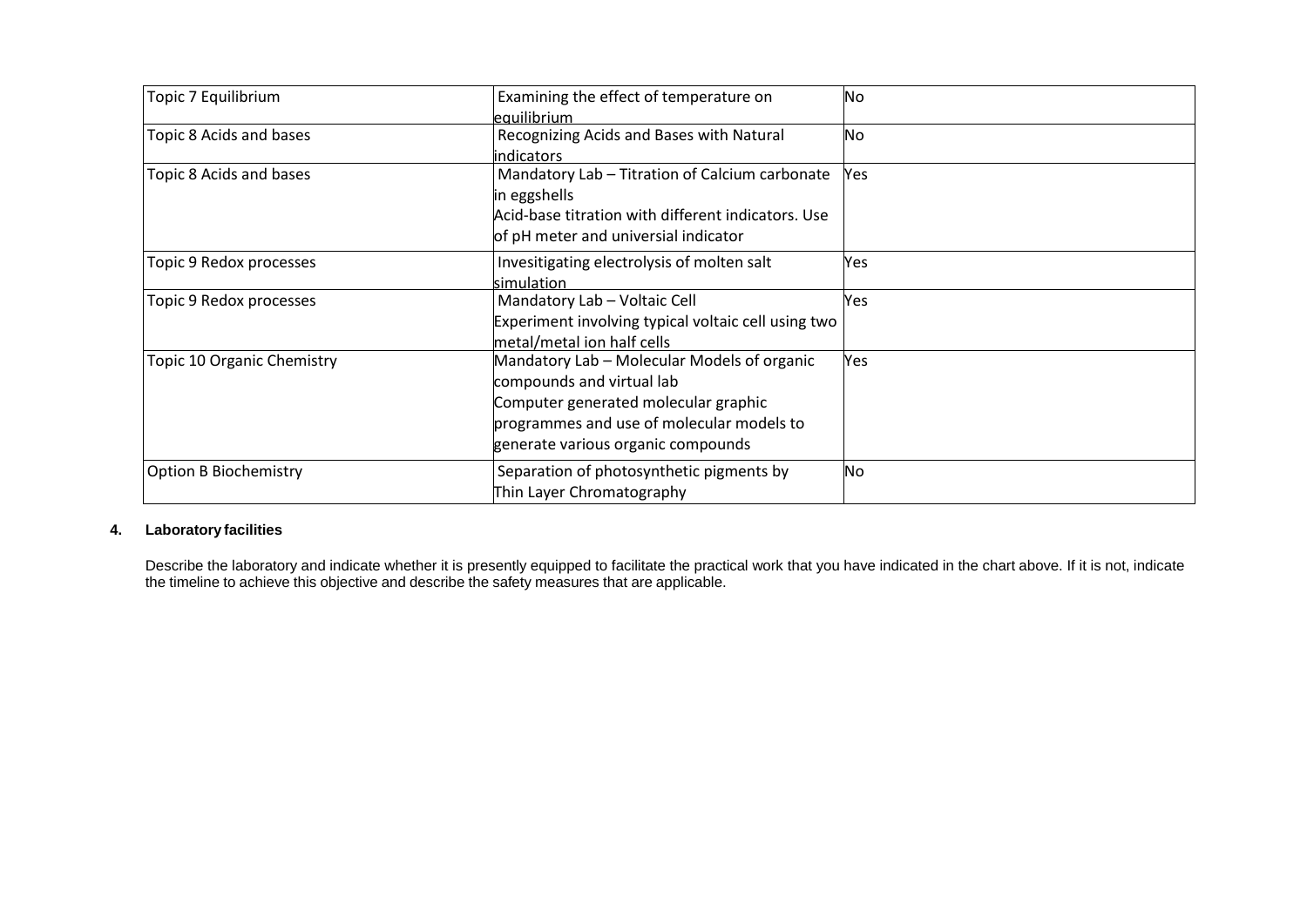| | | |
|---|---|---|
| Topic 7 Equilibrium | Examining the effect of temperature on equilibrium | No |
| Topic 8 Acids and bases | Recognizing Acids and Bases with Natural indicators | No |
| Topic 8 Acids and bases | Mandatory Lab – Titration of Calcium carbonate in eggshells<br>Acid-base titration with different indicators. Use of pH meter and universial indicator | Yes |
| Topic 9 Redox processes | Invesitigating electrolysis of molten salt simulation | Yes |
| Topic 9 Redox processes | Mandatory Lab – Voltaic Cell<br>Experiment involving typical voltaic cell using two metal/metal ion half cells | Yes |
| Topic 10 Organic Chemistry | Mandatory Lab – Molecular Models of organic compounds and virtual lab<br>Computer generated molecular graphic programmes and use of molecular models to generate various organic compounds | Yes |
| Option B Biochemistry | Separation of photosynthetic pigments by Thin Layer Chromatography | No |

**4. Laboratory facilities**

Describe the laboratory and indicate whether it is presently equipped to facilitate the practical work that you have indicated in the chart above. If it is not, indicate the timeline to achieve this objective and describe the safety measures that are applicable.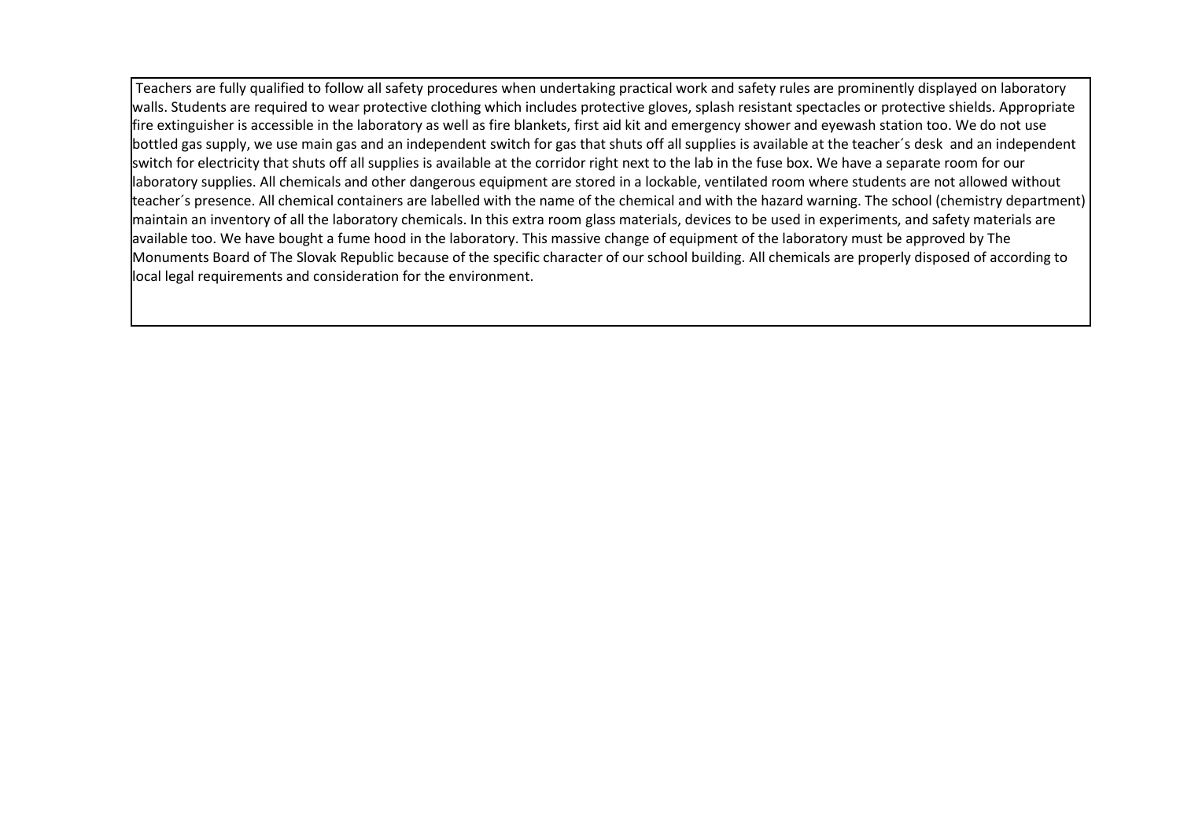Teachers are fully qualified to follow all safety procedures when undertaking practical work and safety rules are prominently displayed on laboratory walls. Students are required to wear protective clothing which includes protective gloves, splash resistant spectacles or protective shields. Appropriate fire extinguisher is accessible in the laboratory as well as fire blankets, first aid kit and emergency shower and eyewash station too. We do not use bottled gas supply, we use main gas and an independent switch for gas that shuts off all supplies is available at the teacher´s desk and an independent switch for electricity that shuts off all supplies is available at the corridor right next to the lab in the fuse box. We have a separate room for our laboratory supplies. All chemicals and other dangerous equipment are stored in a lockable, ventilated room where students are not allowed without teacher´s presence. All chemical containers are labelled with the name of the chemical and with the hazard warning. The school (chemistry department) maintain an inventory of all the laboratory chemicals. In this extra room glass materials, devices to be used in experiments, and safety materials are available too. We have bought a fume hood in the laboratory. This massive change of equipment of the laboratory must be approved by The Monuments Board of The Slovak Republic because of the specific character of our school building. All chemicals are properly disposed of according to local legal requirements and consideration for the environment.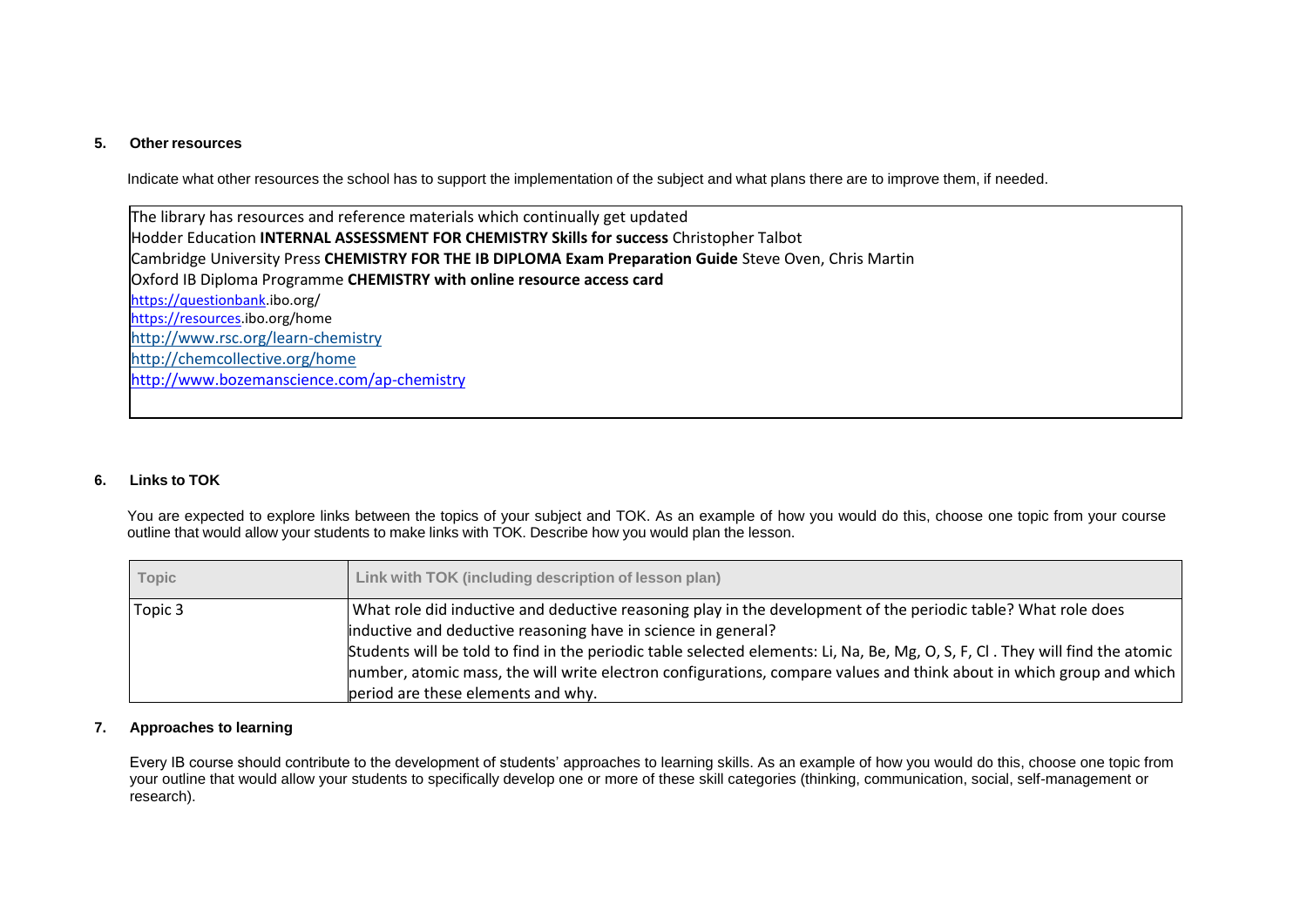## 5. Other resources

Indicate what other resources the school has to support the implementation of the subject and what plans there are to improve them, if needed.

The library has resources and reference materials which continually get updated
Hodder Education **INTERNAL ASSESSMENT FOR CHEMISTRY Skills for success** Christopher Talbot
Cambridge University Press **CHEMISTRY FOR THE IB DIPLOMA Exam Preparation Guide** Steve Oven, Chris Martin
Oxford IB Diploma Programme **CHEMISTRY with online resource access card**
https://questionbank.ibo.org/
https://resources.ibo.org/home
http://www.rsc.org/learn-chemistry
http://chemcollective.org/home
http://www.bozemanscience.com/ap-chemistry

## 6. Links to TOK

You are expected to explore links between the topics of your subject and TOK. As an example of how you would do this, choose one topic from your course outline that would allow your students to make links with TOK. Describe how you would plan the lesson.

| Topic | Link with TOK (including description of lesson plan) |
|---|---|
| Topic 3 | What role did inductive and deductive reasoning play in the development of the periodic table? What role does inductive and deductive reasoning have in science in general?<br>Students will be told to find in the periodic table selected elements: Li, Na, Be, Mg, O, S, F, Cl . They will find the atomic number, atomic mass, the will write electron configurations, compare values and think about in which group and which period are these elements and why. |

## 7. Approaches to learning

Every IB course should contribute to the development of students' approaches to learning skills. As an example of how you would do this, choose one topic from your outline that would allow your students to specifically develop one or more of these skill categories (thinking, communication, social, self-management or research).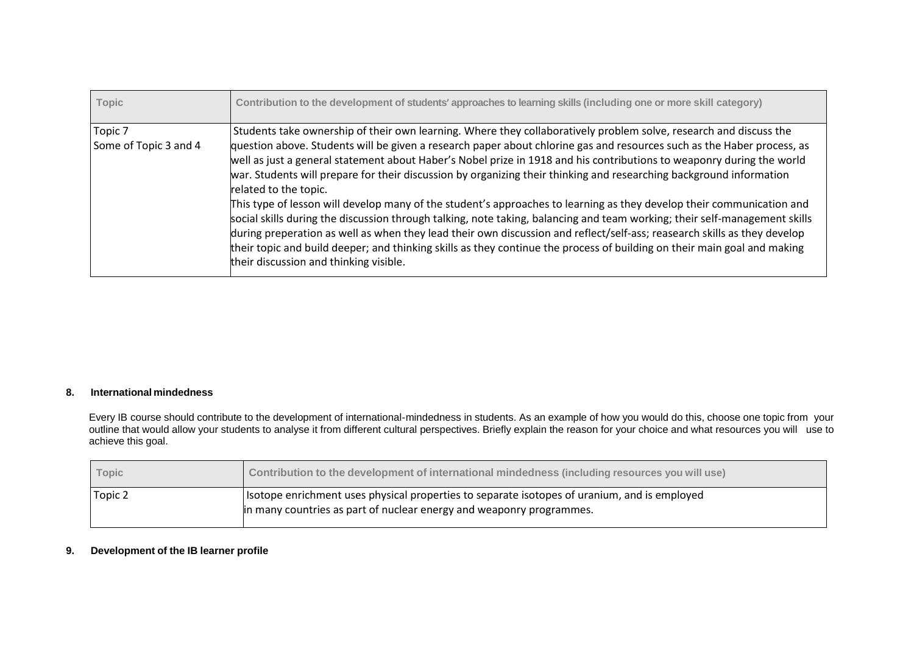| Topic | Contribution to the development of students' approaches to learning skills (including one or more skill category) |
|---|---|
| Topic 7<br>Some of Topic 3 and 4 | Students take ownership of their own learning. Where they collaboratively problem solve, research and discuss the question above. Students will be given a research paper about chlorine gas and resources such as the Haber process, as well as just a general statement about Haber's Nobel prize in 1918 and his contributions to weaponry during the world war. Students will prepare for their discussion by organizing their thinking and researching background information related to the topic.<br>This type of lesson will develop many of the student's approaches to learning as they develop their communication and social skills during the discussion through talking, note taking, balancing and team working; their self-management skills during preperation as well as when they lead their own discussion and reflect/self-ass; reasearch skills as they develop their topic and build deeper; and thinking skills as they continue the process of building on their main goal and making their discussion and thinking visible. |

**8. International mindedness**

Every IB course should contribute to the development of international-mindedness in students. As an example of how you would do this, choose one topic from your outline that would allow your students to analyse it from different cultural perspectives. Briefly explain the reason for your choice and what resources you will use to achieve this goal.

| Topic | Contribution to the development of international mindedness (including resources you will use) |
|---|---|
| Topic 2 | Isotope enrichment uses physical properties to separate isotopes of uranium, and is employed in many countries as part of nuclear energy and weaponry programmes. |

**9. Development of the IB learner profile**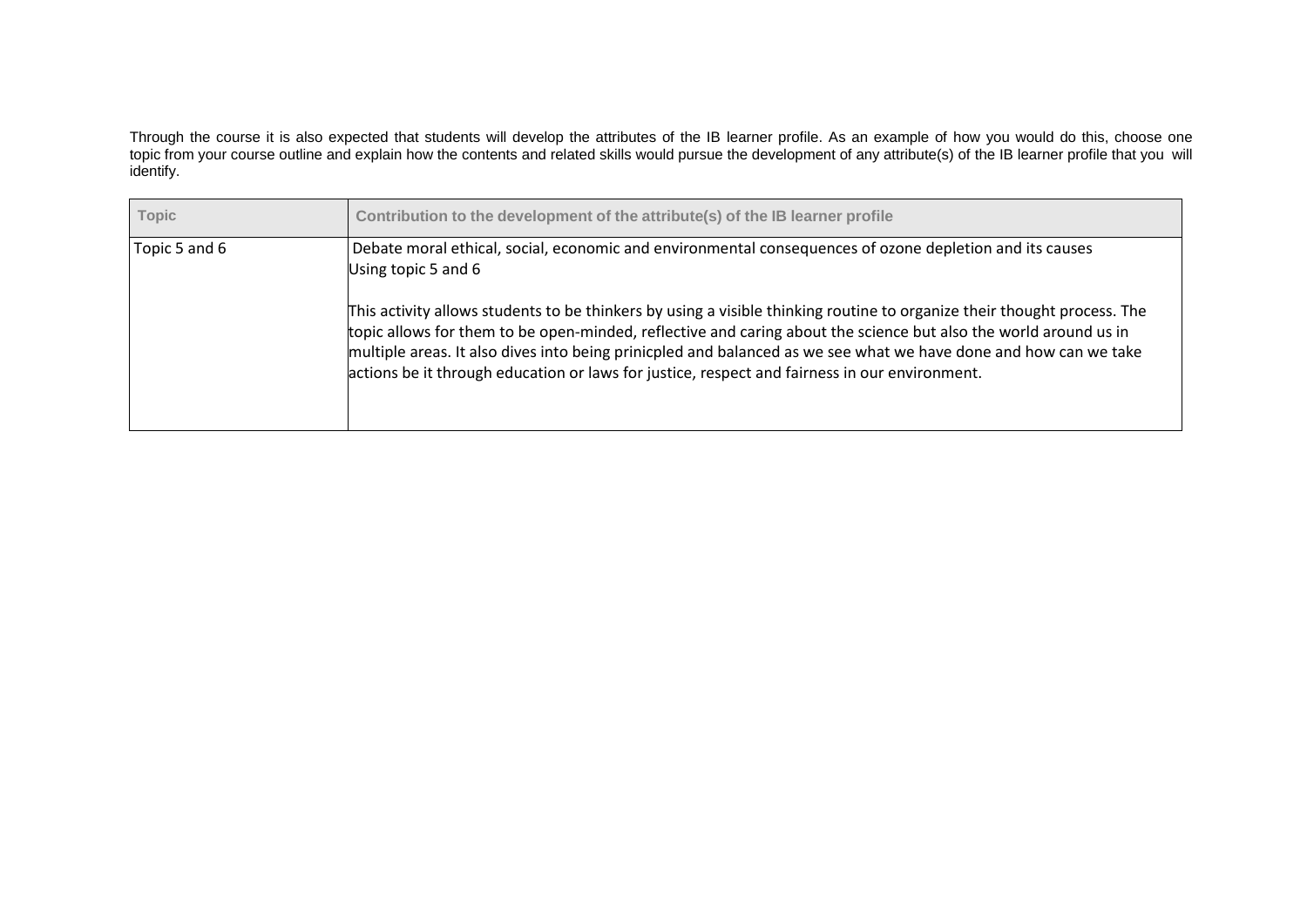Through the course it is also expected that students will develop the attributes of the IB learner profile. As an example of how you would do this, choose one topic from your course outline and explain how the contents and related skills would pursue the development of any attribute(s) of the IB learner profile that you will identify.

| Topic | Contribution to the development of the attribute(s) of the IB learner profile |
|---|---|
| Topic 5 and 6 | Debate moral ethical, social, economic and environmental consequences of ozone depletion and its causes<br>Using topic 5 and 6<br><br>This activity allows students to be thinkers by using a visible thinking routine to organize their thought process. The topic allows for them to be open-minded, reflective and caring about the science but also the world around us in multiple areas. It also dives into being prinicpled and balanced as we see what we have done and how can we take actions be it through education or laws for justice, respect and fairness in our environment. |